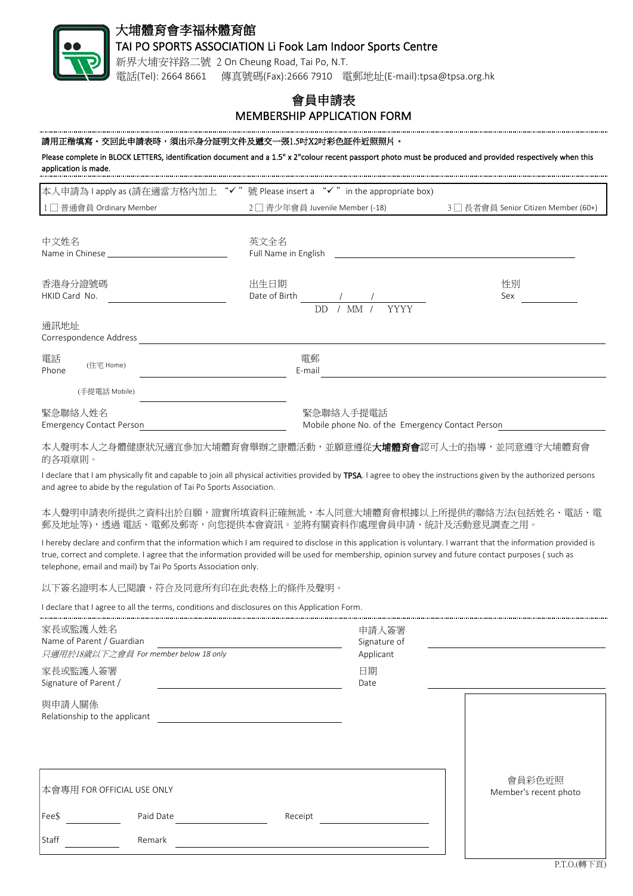# 大埔體育會李福林體育館

## TAI PO SPORTS ASSOCIATION Li Fook Lam Indoor Sports Centre

新界大埔安祥路二號 2 On Cheung Road, Tai Po, N.T.

電話(Tel): 2664 8661　傳真號碼(Fax):2666 7910　電郵地址(E-mail):tpsa@tpsa.org.hk

# 會員申請表
# MEMBERSHIP APPLICATION FORM

**請用正楷填寫。交回此申請表時，須出示身分証明文件及遞交一張1.5吋X2吋彩色証件近照照片。**

Please complete in BLOCK LETTERS, identification document and a 1.5" x 2"colour recent passport photo must be produced and provided respectively when this application is made.

本人申請為 I apply as (請在適當方格內加上 "✓" 號 Please insert a "✓" in the appropriate box)

1 □ 普通會員 Ordinary Member　　2 □ 青少年會員 Juvenile Member (-18)　　3 □ 長者會員 Senior Citizen Member (60+)

中文姓名 Name in Chinese ________　　英文全名 Full Name in English ________

香港身分證號碼 HKID Card No. ________　　出生日期 Date of Birth ___/___/___ (DD / MM / YYYY)　　性別 Sex ________

通訊地址 Correspondence Address ________

電話 Phone (住宅 Home) ________　　電郵 E-mail ________

(手提電話 Mobile) ________

緊急聯絡人姓名 Emergency Contact Person ________　　緊急聯絡人手提電話 Mobile phone No. of the Emergency Contact Person ________

本人聲明本人之身體健康狀況適宜參加大埔體育會舉辦之康體活動，並願意遵從**大埔體育會**認可人士的指導，並同意遵守大埔體育會的各項章則。

I declare that I am physically fit and capable to join all physical activities provided by **TPSA**. I agree to obey the instructions given by the authorized persons and agree to abide by the regulation of Tai Po Sports Association.

本人聲明申請表所提供之資料出於自願，證實所填資料正確無訛，本人同意大埔體育會根據以上所提供的聯絡方法(包括姓名、電話、電郵及地址等)，透過 電話、電郵及郵寄，向您提供本會資訊。並將有關資料作處理會員申請、統計及活動意見調查之用。

I hereby declare and confirm that the information which I am required to disclose in this application is voluntary. I warrant that the information provided is true, correct and complete. I agree that the information provided will be used for membership, opinion survey and future contact purposes ( such as telephone, email and mail) by Tai Po Sports Association only.

以下簽名證明本人已閱讀、符合及同意所有印在此表格上的條件及聲明。

I declare that I agree to all the terms, conditions and disclosures on this Application Form.

家長或監護人姓名 Name of Parent / Guardian ________
*只適用於18歲以下之會員 For member below 18 only*

申請人簽署 Signature of Applicant ________

家長或監護人簽署 Signature of Parent / ________

日期 Date ________

與申請人關係 Relationship to the applicant ________

會員彩色近照 Member's recent photo

| 本會專用 FOR OFFICIAL USE ONLY | | | |
|---|---|---|---|
| Fee$ | | Paid Date | | Receipt | |
| Staff | | Remark | |

P.T.O.(轉下頁)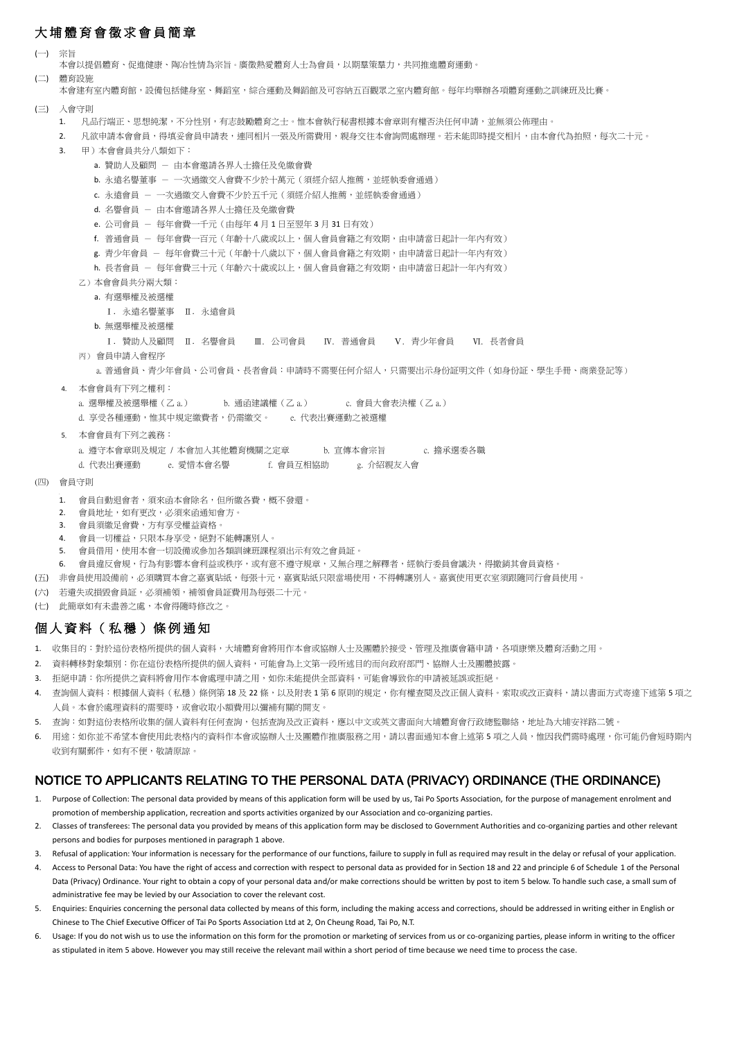# 大埔體育會徵求會員簡章

(一) 宗旨

本會以提倡體育、促進健康、陶冶性情為宗旨。廣徵熱愛體育人士為會員，以期群策羣力，共同推進體育運動。

(二) 體育設施

本會建有室內體育館，設備包括健身室、舞蹈室，綜合運動及舞蹈館及可容納五百觀眾之室內體育館。每年均舉辦各項體育運動之訓練班及比賽。

(三) 入會守則

1. 凡品行端正、思想純潔，不分性別，有志鼓勵體育之士。惟本會執行秘書根據本會章則有權否決任何申請，並無須公佈理由。
2. 凡欲申請本會會員，得填妥會員申請表，連同相片一張及所需費用，親身交往本會詢問處辦理。若未能即時提交相片，由本會代為拍照，每次二十元。
3. 甲）本會會員共分八類如下：
   a. 贊助人及顧問 － 由本會邀請各界人士擔任及免繳會費
   b. 永遠名譽董事 － 一次過繳交入會費不少於十萬元（須經介紹人推薦，並經執委會通過）
   c. 永遠會員 － 一次過繳交入會費不少於五千元（須經介紹人推薦，並經執委會通過）
   d. 名譽會員 － 由本會邀請各界人士擔任及免繳會費
   e. 公司會員 － 每年會費一千元（由每年 4 月 1 日至翌年 3 月 31 日有效）
   f. 普通會員 － 每年會費一百元（年齡十八歲或以上，個人會員會籍之有效期，由申請當日起計一年內有效）
   g. 青少年會員 － 每年會費三十元（年齡十八歲以下，個人會員會籍之有效期，由申請當日起計一年內有效）
   h. 長者會員 － 每年會費三十元（年齡六十歲或以上，個人會員會籍之有效期，由申請當日起計一年內有效）

   乙）本會會員共分兩大類：
   a. 有選舉權及被選權
      Ⅰ. 永遠名譽董事　Ⅱ. 永遠會員
   b. 無選舉權及被選權
      Ⅰ. 贊助人及顧問　Ⅱ. 名譽會員　Ⅲ. 公司會員　Ⅳ. 普通會員　Ⅴ. 青少年會員　Ⅵ. 長者會員

   丙）會員申請入會程序
   a. 普通會員、青少年會員、公司會員、長者會員：申請時不需要任何介紹人，只需要出示身份証明文件（如身份証、學生手冊、商業登記等）
4. 本會會員有下列之權利：
   a. 選舉權及被選舉權（乙 a.）　b. 通函建議權（乙 a.）　c. 會員大會表決權（乙 a.）
   d. 享受各種運動，惟其中規定繳費者，仍需繳交。　e. 代表出賽運動之被選權
5. 本會會員有下列之義務：
   a. 遵守本會章則及規定 / 本會加入其他體育機關之定章　b. 宣傳本會宗旨　c. 擔承選委各職
   d. 代表出賽運動　e. 愛惜本會名譽　f. 會員互相協助　g. 介紹親友入會

(四) 會員守則

1. 會員自動退會者，須來函本會除名，但所繳各費，概不發還。
2. 會員地址，如有更改，必須來函通知會方。
3. 會員須繳足會費，方有享受權益資格。
4. 會員一切權益，只限本身享受，絕對不能轉讓別人。
5. 會員借用，使用本會一切設備或參加各類訓練班課程須出示有效之會員証。
6. 會員違反會規，行為有影響本會利益或秩序，或有意不遵守規章，又無合理之解釋者，經執行委員會議決，得撤銷其會員資格。

(五) 非會員使用設備前，必須購買本會之嘉賓貼紙，每張十元，嘉賓貼紙只限當場使用，不得轉讓別人。嘉賓使用更衣室須跟隨同行會員使用。

(六) 若遺失或損毀會員証，必須補領，補領會員証費用為每張二十元。

(七) 此簡章如有未盡善之處，本會得隨時修改之。

# 個人資料（私穩）條例通知

1. 收集目的：對於這份表格所提供的個人資料，大埔體育會將用作本會或協辦人士及團體於接受、管理及推廣會籍申請，各項康樂及體育活動之用。
2. 資料轉移對象類別：你在這份表格所提供的個人資料，可能會為上文第一段所述目的而向政府部門、協辦人士及團體披露。
3. 拒絕申請：你所提供之資料將會用作本會處理申請之用，如你未能提供全部資料，可能會導致你的申請被延誤或拒絕。
4. 查詢個人資料：根據個人資料（私穩）條例第 18 及 22 條，以及附表 1 第 6 原則的規定，你有權查閱及改正個人資料。索取或改正資料，請以書面方式寄達下述第 5 項之人員。本會於處理資料的需要時，或會收取小額費用以彌補有關的開支。
5. 查詢：如對這份表格所收集的個人資料有任何查詢，包括查詢及改正資料，應以中文或英文書面向大埔體育會行政總監聯絡，地址為大埔安祥路二號。
6. 用途：如你並不希望本會使用此表格內的資料作本會或協辦人士及團體作推廣服務之用，請以書面通知本會上述第 5 項之人員，惟因我們需時處理，你可能仍會短時期內收到有關郵件，如有不便，敬請原諒。

# NOTICE TO APPLICANTS RELATING TO THE PERSONAL DATA (PRIVACY) ORDINANCE (THE ORDINANCE)

1. Purpose of Collection: The personal data provided by means of this application form will be used by us, Tai Po Sports Association, for the purpose of management enrolment and promotion of membership application, recreation and sports activities organized by our Association and co-organizing parties.
2. Classes of transferees: The personal data you provided by means of this application form may be disclosed to Government Authorities and co-organizing parties and other relevant persons and bodies for purposes mentioned in paragraph 1 above.
3. Refusal of application: Your information is necessary for the performance of our functions, failure to supply in full as required may result in the delay or refusal of your application.
4. Access to Personal Data: You have the right of access and correction with respect to personal data as provided for in Section 18 and 22 and principle 6 of Schedule 1 of the Personal Data (Privacy) Ordinance. Your right to obtain a copy of your personal data and/or make corrections should be written by post to item 5 below. To handle such case, a small sum of administrative fee may be levied by our Association to cover the relevant cost.
5. Enquiries: Enquiries concerning the personal data collected by means of this form, including the making access and corrections, should be addressed in writing either in English or Chinese to The Chief Executive Officer of Tai Po Sports Association Ltd at 2, On Cheung Road, Tai Po, N.T.
6. Usage: If you do not wish us to use the information on this form for the promotion or marketing of services from us or co-organizing parties, please inform in writing to the officer as stipulated in item 5 above. However you may still receive the relevant mail within a short period of time because we need time to process the case.